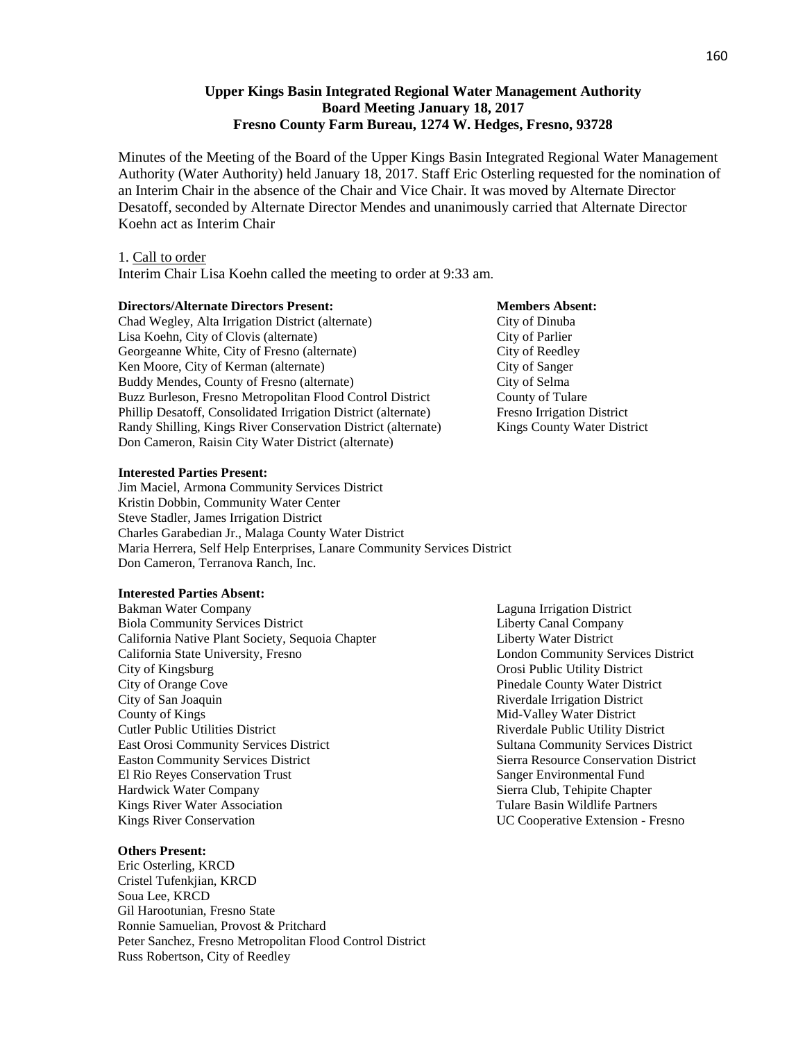# Upper Kings Basin Integrated Regional Water Management Authority
## Board Meeting January 18, 2017
## Fresno County Farm Bureau, 1274 W. Hedges, Fresno, 93728

Minutes of the Meeting of the Board of the Upper Kings Basin Integrated Regional Water Management Authority (Water Authority) held January 18, 2017. Staff Eric Osterling requested for the nomination of an Interim Chair in the absence of the Chair and Vice Chair. It was moved by Alternate Director Desatoff, seconded by Alternate Director Mendes and unanimously carried that Alternate Director Koehn act as Interim Chair

1. Call to order

Interim Chair Lisa Koehn called the meeting to order at 9:33 am.

**Directors/Alternate Directors Present:**

Chad Wegley, Alta Irrigation District (alternate)
Lisa Koehn, City of Clovis (alternate)
Georgeanne White, City of Fresno (alternate)
Ken Moore, City of Kerman (alternate)
Buddy Mendes, County of Fresno (alternate)
Buzz Burleson, Fresno Metropolitan Flood Control District
Phillip Desatoff, Consolidated Irrigation District (alternate)
Randy Shilling, Kings River Conservation District (alternate)
Don Cameron, Raisin City Water District (alternate)

**Members Absent:**

City of Dinuba
City of Parlier
City of Reedley
City of Sanger
City of Selma
County of Tulare
Fresno Irrigation District
Kings County Water District

**Interested Parties Present:**

Jim Maciel, Armona Community Services District
Kristin Dobbin, Community Water Center
Steve Stadler, James Irrigation District
Charles Garabedian Jr., Malaga County Water District
Maria Herrera, Self Help Enterprises, Lanare Community Services District
Don Cameron, Terranova Ranch, Inc.

**Interested Parties Absent:**

Bakman Water Company
Biola Community Services District
California Native Plant Society, Sequoia Chapter
California State University, Fresno
City of Kingsburg
City of Orange Cove
City of San Joaquin
County of Kings
Cutler Public Utilities District
East Orosi Community Services District
Easton Community Services District
El Rio Reyes Conservation Trust
Hardwick Water Company
Kings River Water Association
Kings River Conservation
Laguna Irrigation District
Liberty Canal Company
Liberty Water District
London Community Services District
Orosi Public Utility District
Pinedale County Water District
Riverdale Irrigation District
Mid-Valley Water District
Riverdale Public Utility District
Sultana Community Services District
Sierra Resource Conservation District
Sanger Environmental Fund
Sierra Club, Tehipite Chapter
Tulare Basin Wildlife Partners
UC Cooperative Extension - Fresno

**Others Present:**

Eric Osterling, KRCD
Cristel Tufenkjian, KRCD
Soua Lee, KRCD
Gil Harootunian, Fresno State
Ronnie Samuelian, Provost & Pritchard
Peter Sanchez, Fresno Metropolitan Flood Control District
Russ Robertson, City of Reedley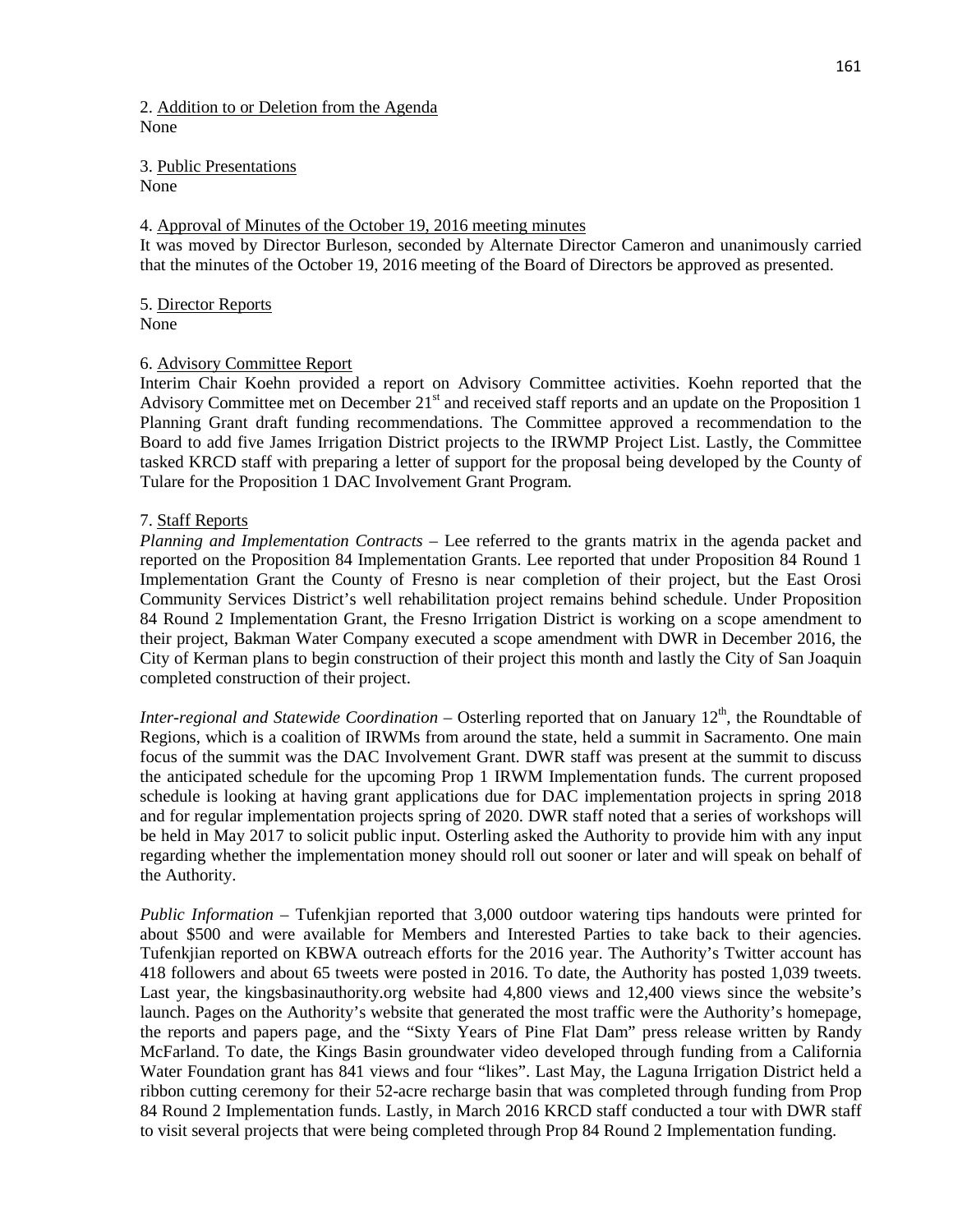2. Addition to or Deletion from the Agenda
None

3. Public Presentations
None

4. Approval of Minutes of the October 19, 2016 meeting minutes
It was moved by Director Burleson, seconded by Alternate Director Cameron and unanimously carried that the minutes of the October 19, 2016 meeting of the Board of Directors be approved as presented.

5. Director Reports
None

6. Advisory Committee Report
Interim Chair Koehn provided a report on Advisory Committee activities. Koehn reported that the Advisory Committee met on December 21st and received staff reports and an update on the Proposition 1 Planning Grant draft funding recommendations. The Committee approved a recommendation to the Board to add five James Irrigation District projects to the IRWMP Project List. Lastly, the Committee tasked KRCD staff with preparing a letter of support for the proposal being developed by the County of Tulare for the Proposition 1 DAC Involvement Grant Program.

7. Staff Reports
*Planning and Implementation Contracts* – Lee referred to the grants matrix in the agenda packet and reported on the Proposition 84 Implementation Grants. Lee reported that under Proposition 84 Round 1 Implementation Grant the County of Fresno is near completion of their project, but the East Orosi Community Services District's well rehabilitation project remains behind schedule. Under Proposition 84 Round 2 Implementation Grant, the Fresno Irrigation District is working on a scope amendment to their project, Bakman Water Company executed a scope amendment with DWR in December 2016, the City of Kerman plans to begin construction of their project this month and lastly the City of San Joaquin completed construction of their project.

*Inter-regional and Statewide Coordination* – Osterling reported that on January 12th, the Roundtable of Regions, which is a coalition of IRWMs from around the state, held a summit in Sacramento. One main focus of the summit was the DAC Involvement Grant. DWR staff was present at the summit to discuss the anticipated schedule for the upcoming Prop 1 IRWM Implementation funds. The current proposed schedule is looking at having grant applications due for DAC implementation projects in spring 2018 and for regular implementation projects spring of 2020. DWR staff noted that a series of workshops will be held in May 2017 to solicit public input. Osterling asked the Authority to provide him with any input regarding whether the implementation money should roll out sooner or later and will speak on behalf of the Authority.

*Public Information* – Tufenkjian reported that 3,000 outdoor watering tips handouts were printed for about $500 and were available for Members and Interested Parties to take back to their agencies. Tufenkjian reported on KBWA outreach efforts for the 2016 year. The Authority's Twitter account has 418 followers and about 65 tweets were posted in 2016. To date, the Authority has posted 1,039 tweets. Last year, the kingsbasinauthority.org website had 4,800 views and 12,400 views since the website's launch. Pages on the Authority's website that generated the most traffic were the Authority's homepage, the reports and papers page, and the "Sixty Years of Pine Flat Dam" press release written by Randy McFarland. To date, the Kings Basin groundwater video developed through funding from a California Water Foundation grant has 841 views and four "likes". Last May, the Laguna Irrigation District held a ribbon cutting ceremony for their 52-acre recharge basin that was completed through funding from Prop 84 Round 2 Implementation funds. Lastly, in March 2016 KRCD staff conducted a tour with DWR staff to visit several projects that were being completed through Prop 84 Round 2 Implementation funding.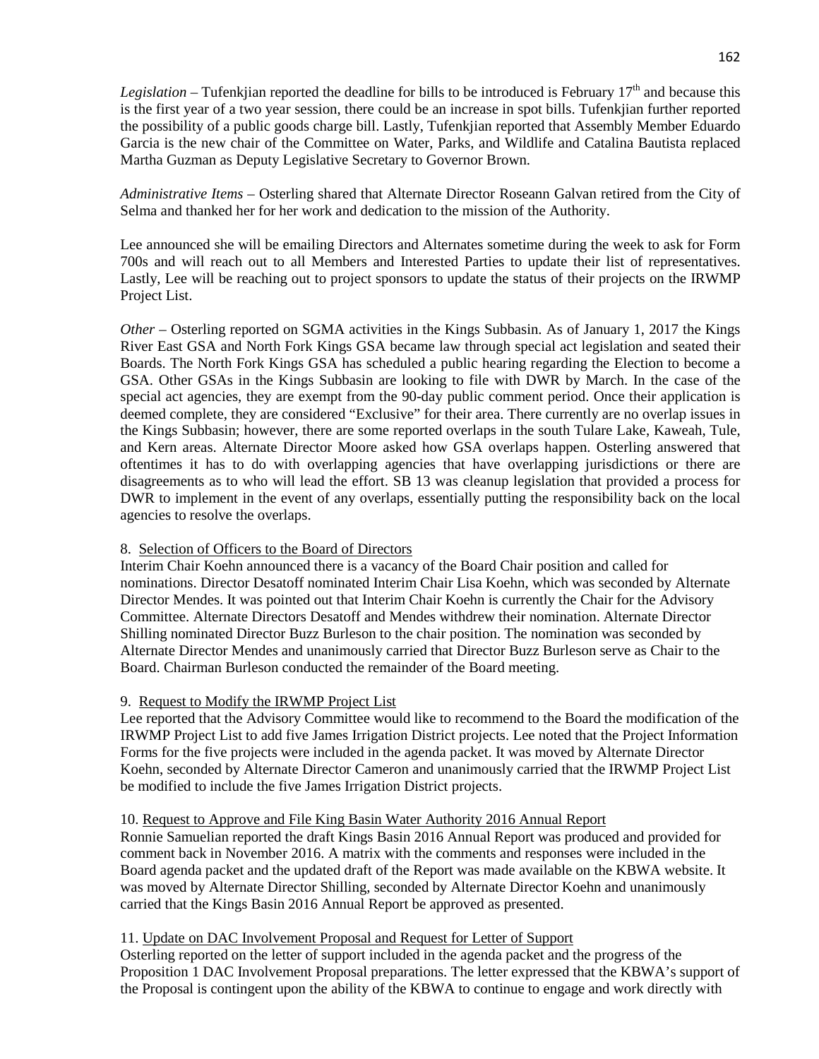*Legislation* – Tufenkjian reported the deadline for bills to be introduced is February 17th and because this is the first year of a two year session, there could be an increase in spot bills. Tufenkjian further reported the possibility of a public goods charge bill. Lastly, Tufenkjian reported that Assembly Member Eduardo Garcia is the new chair of the Committee on Water, Parks, and Wildlife and Catalina Bautista replaced Martha Guzman as Deputy Legislative Secretary to Governor Brown.

*Administrative Items* – Osterling shared that Alternate Director Roseann Galvan retired from the City of Selma and thanked her for her work and dedication to the mission of the Authority.

Lee announced she will be emailing Directors and Alternates sometime during the week to ask for Form 700s and will reach out to all Members and Interested Parties to update their list of representatives. Lastly, Lee will be reaching out to project sponsors to update the status of their projects on the IRWMP Project List.

*Other* – Osterling reported on SGMA activities in the Kings Subbasin. As of January 1, 2017 the Kings River East GSA and North Fork Kings GSA became law through special act legislation and seated their Boards. The North Fork Kings GSA has scheduled a public hearing regarding the Election to become a GSA. Other GSAs in the Kings Subbasin are looking to file with DWR by March. In the case of the special act agencies, they are exempt from the 90-day public comment period. Once their application is deemed complete, they are considered "Exclusive" for their area. There currently are no overlap issues in the Kings Subbasin; however, there are some reported overlaps in the south Tulare Lake, Kaweah, Tule, and Kern areas. Alternate Director Moore asked how GSA overlaps happen. Osterling answered that oftentimes it has to do with overlapping agencies that have overlapping jurisdictions or there are disagreements as to who will lead the effort. SB 13 was cleanup legislation that provided a process for DWR to implement in the event of any overlaps, essentially putting the responsibility back on the local agencies to resolve the overlaps.

8. Selection of Officers to the Board of Directors

Interim Chair Koehn announced there is a vacancy of the Board Chair position and called for nominations. Director Desatoff nominated Interim Chair Lisa Koehn, which was seconded by Alternate Director Mendes. It was pointed out that Interim Chair Koehn is currently the Chair for the Advisory Committee. Alternate Directors Desatoff and Mendes withdrew their nomination. Alternate Director Shilling nominated Director Buzz Burleson to the chair position. The nomination was seconded by Alternate Director Mendes and unanimously carried that Director Buzz Burleson serve as Chair to the Board. Chairman Burleson conducted the remainder of the Board meeting.

9. Request to Modify the IRWMP Project List

Lee reported that the Advisory Committee would like to recommend to the Board the modification of the IRWMP Project List to add five James Irrigation District projects. Lee noted that the Project Information Forms for the five projects were included in the agenda packet. It was moved by Alternate Director Koehn, seconded by Alternate Director Cameron and unanimously carried that the IRWMP Project List be modified to include the five James Irrigation District projects.

10. Request to Approve and File King Basin Water Authority 2016 Annual Report

Ronnie Samuelian reported the draft Kings Basin 2016 Annual Report was produced and provided for comment back in November 2016. A matrix with the comments and responses were included in the Board agenda packet and the updated draft of the Report was made available on the KBWA website. It was moved by Alternate Director Shilling, seconded by Alternate Director Koehn and unanimously carried that the Kings Basin 2016 Annual Report be approved as presented.

11. Update on DAC Involvement Proposal and Request for Letter of Support

Osterling reported on the letter of support included in the agenda packet and the progress of the Proposition 1 DAC Involvement Proposal preparations. The letter expressed that the KBWA's support of the Proposal is contingent upon the ability of the KBWA to continue to engage and work directly with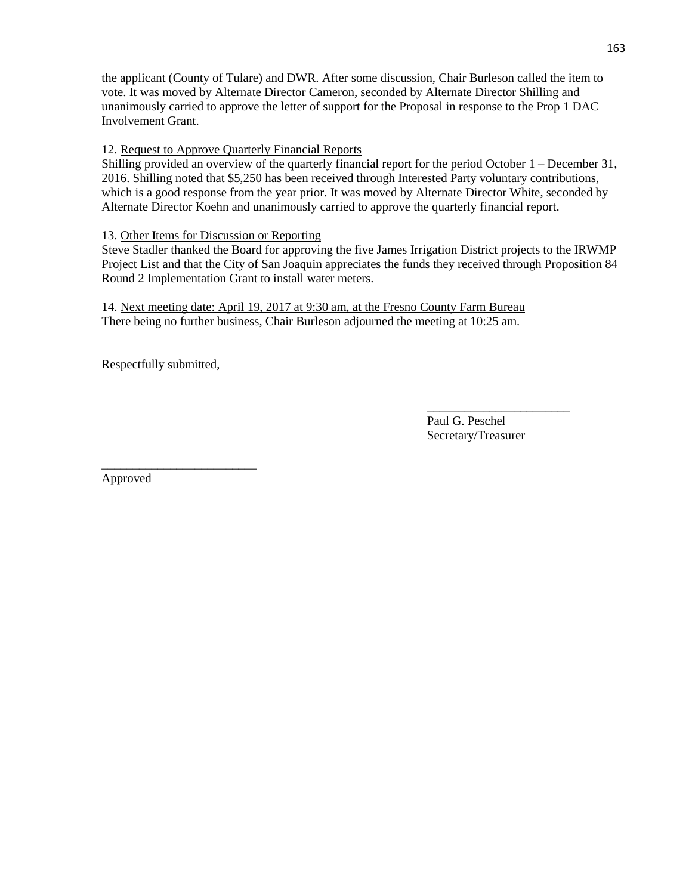the applicant (County of Tulare) and DWR. After some discussion, Chair Burleson called the item to vote. It was moved by Alternate Director Cameron, seconded by Alternate Director Shilling and unanimously carried to approve the letter of support for the Proposal in response to the Prop 1 DAC Involvement Grant.

12. Request to Approve Quarterly Financial Reports
Shilling provided an overview of the quarterly financial report for the period October 1 – December 31, 2016. Shilling noted that $5,250 has been received through Interested Party voluntary contributions, which is a good response from the year prior. It was moved by Alternate Director White, seconded by Alternate Director Koehn and unanimously carried to approve the quarterly financial report.

13. Other Items for Discussion or Reporting
Steve Stadler thanked the Board for approving the five James Irrigation District projects to the IRWMP Project List and that the City of San Joaquin appreciates the funds they received through Proposition 84 Round 2 Implementation Grant to install water meters.

14. Next meeting date: April 19, 2017 at 9:30 am, at the Fresno County Farm Bureau
There being no further business, Chair Burleson adjourned the meeting at 10:25 am.

Respectfully submitted,

_______________________
Paul G. Peschel
Secretary/Treasurer

_________________________
Approved